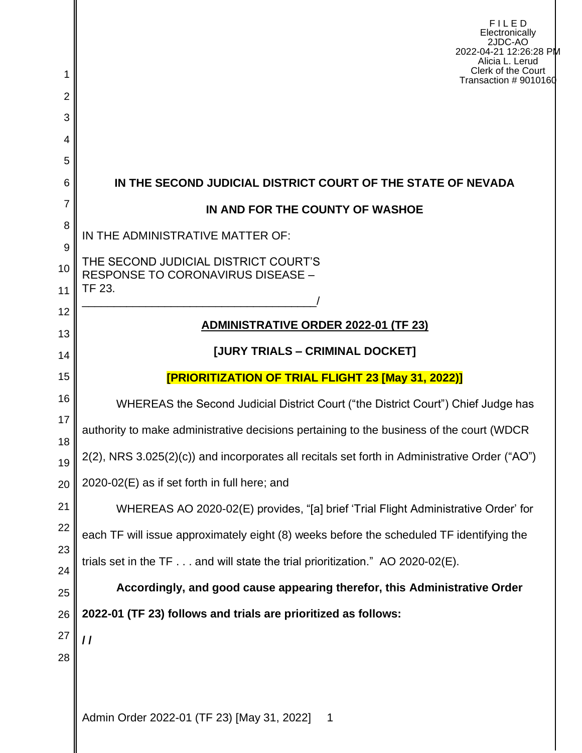F I L E D
Electronically
2JDC-AO
2022-04-21 12:26:28 PM
Alicia L. Lerud
Clerk of the Court
Transaction # 9010160

**IN THE SECOND JUDICIAL DISTRICT COURT OF THE STATE OF NEVADA**

**IN AND FOR THE COUNTY OF WASHOE**

IN THE ADMINISTRATIVE MATTER OF:

THE SECOND JUDICIAL DISTRICT COURT'S RESPONSE TO CORONAVIRUS DISEASE – TF 23.
_____________________________________/

**ADMINISTRATIVE ORDER 2022-01 (TF 23)**

**[JURY TRIALS – CRIMINAL DOCKET]**

**[PRIORITIZATION OF TRIAL FLIGHT 23 [May 31, 2022)]**

WHEREAS the Second Judicial District Court ("the District Court") Chief Judge has authority to make administrative decisions pertaining to the business of the court (WDCR 2(2), NRS 3.025(2)(c)) and incorporates all recitals set forth in Administrative Order ("AO") 2020-02(E) as if set forth in full here; and

WHEREAS AO 2020-02(E) provides, "[a] brief 'Trial Flight Administrative Order' for each TF will issue approximately eight (8) weeks before the scheduled TF identifying the trials set in the TF . . . and will state the trial prioritization." AO 2020-02(E).

**Accordingly, and good cause appearing therefor, this Administrative Order 2022-01 (TF 23) follows and trials are prioritized as follows:**

**/ /**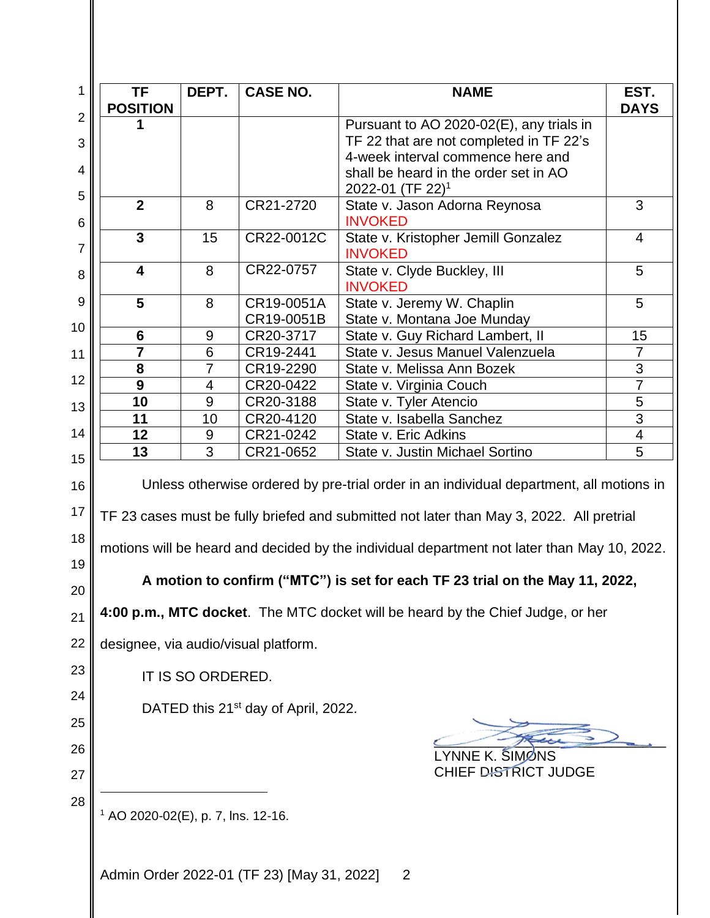| TF POSITION | DEPT. | CASE NO. | NAME | EST. DAYS |
|---|---|---|---|---|
| 1 | | | Pursuant to AO 2020-02(E), any trials in TF 22 that are not completed in TF 22's 4-week interval commence here and shall be heard in the order set in AO 2022-01 (TF 22)[1] | |
| 2 | 8 | CR21-2720 | State v. Jason Adorna Reynosa INVOKED | 3 |
| 3 | 15 | CR22-0012C | State v. Kristopher Jemill Gonzalez INVOKED | 4 |
| 4 | 8 | CR22-0757 | State v. Clyde Buckley, III INVOKED | 5 |
| 5 | 8 | CR19-0051A CR19-0051B | State v. Jeremy W. Chaplin State v. Montana Joe Munday | 5 |
| 6 | 9 | CR20-3717 | State v. Guy Richard Lambert, II | 15 |
| 7 | 6 | CR19-2441 | State v. Jesus Manuel Valenzuela | 7 |
| 8 | 7 | CR19-2290 | State v. Melissa Ann Bozek | 3 |
| 9 | 4 | CR20-0422 | State v. Virginia Couch | 7 |
| 10 | 9 | CR20-3188 | State v. Tyler Atencio | 5 |
| 11 | 10 | CR20-4120 | State v. Isabella Sanchez | 3 |
| 12 | 9 | CR21-0242 | State v. Eric Adkins | 4 |
| 13 | 3 | CR21-0652 | State v. Justin Michael Sortino | 5 |

Unless otherwise ordered by pre-trial order in an individual department, all motions in TF 23 cases must be fully briefed and submitted not later than May 3, 2022. All pretrial motions will be heard and decided by the individual department not later than May 10, 2022.

**A motion to confirm ("MTC") is set for each TF 23 trial on the May 11, 2022, 4:00 p.m., MTC docket**. The MTC docket will be heard by the Chief Judge, or her designee, via audio/visual platform.

IT IS SO ORDERED.

DATED this 21st day of April, 2022.

LYNNE K. SIMONS
CHIEF DISTRICT JUDGE

[1] AO 2020-02(E), p. 7, lns. 12-16.

Admin Order 2022-01 (TF 23) [May 31, 2022]